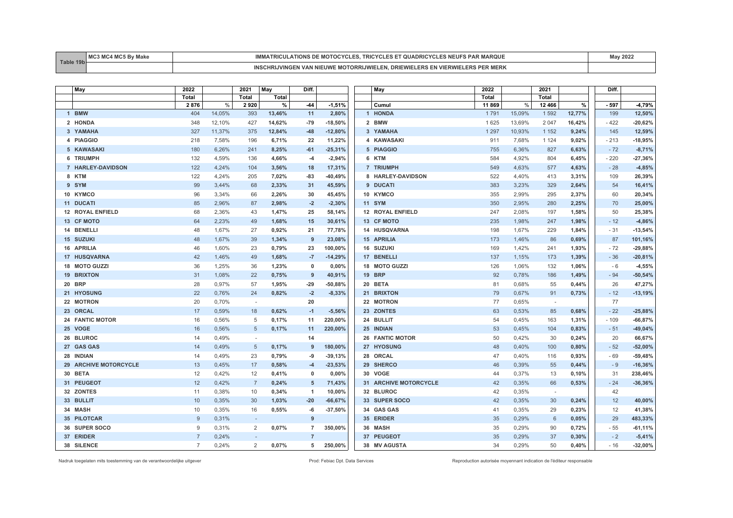| Table 19b | MC3 MC4 MC5 By Make | IMMATRICULATIONS DE MOTOCYCLES, TRICYCLES ET QUADRICYCLES NEUFS PAR MARQUE | May 2022 |
|---|---|---|---|
| | | INSCHRIJVINGEN VAN NIEUWE MOTORRIJWIELEN, DRIEWIELERS EN VIERWIELERS PER MERK | |

| | May | 2022 | | 2021 | May | Diff. | |
|---|---|---|---|---|---|---|---|
| | | Total | | Total | Total | | |
| | | 2 876 | % | 2 920 | % | -44 | -1,51% |
| 1 | BMW | 404 | 14,05% | 393 | 13,46% | 11 | 2,80% |
| 2 | HONDA | 348 | 12,10% | 427 | 14,62% | -79 | -18,50% |
| 3 | YAMAHA | 327 | 11,37% | 375 | 12,84% | -48 | -12,80% |
| 4 | PIAGGIO | 218 | 7,58% | 196 | 6,71% | 22 | 11,22% |
| 5 | KAWASAKI | 180 | 6,26% | 241 | 8,25% | -61 | -25,31% |
| 6 | TRIUMPH | 132 | 4,59% | 136 | 4,66% | -4 | -2,94% |
| 7 | HARLEY-DAVIDSON | 122 | 4,24% | 104 | 3,56% | 18 | 17,31% |
| 8 | KTM | 122 | 4,24% | 205 | 7,02% | -83 | -40,49% |
| 9 | SYM | 99 | 3,44% | 68 | 2,33% | 31 | 45,59% |
| 10 | KYMCO | 96 | 3,34% | 66 | 2,26% | 30 | 45,45% |
| 11 | DUCATI | 85 | 2,96% | 87 | 2,98% | -2 | -2,30% |
| 12 | ROYAL ENFIELD | 68 | 2,36% | 43 | 1,47% | 25 | 58,14% |
| 13 | CF MOTO | 64 | 2,23% | 49 | 1,68% | 15 | 30,61% |
| 14 | BENELLI | 48 | 1,67% | 27 | 0,92% | 21 | 77,78% |
| 15 | SUZUKI | 48 | 1,67% | 39 | 1,34% | 9 | 23,08% |
| 16 | APRILIA | 46 | 1,60% | 23 | 0,79% | 23 | 100,00% |
| 17 | HUSQVARNA | 42 | 1,46% | 49 | 1,68% | -7 | -14,29% |
| 18 | MOTO GUZZI | 36 | 1,25% | 36 | 1,23% | 0 | 0,00% |
| 19 | BRIXTON | 31 | 1,08% | 22 | 0,75% | 9 | 40,91% |
| 20 | BRP | 28 | 0,97% | 57 | 1,95% | -29 | -50,88% |
| 21 | HYOSUNG | 22 | 0,76% | 24 | 0,82% | -2 | -8,33% |
| 22 | MOTRON | 20 | 0,70% | - | | 20 | |
| 23 | ORCAL | 17 | 0,59% | 18 | 0,62% | -1 | -5,56% |
| 24 | FANTIC MOTOR | 16 | 0,56% | 5 | 0,17% | 11 | 220,00% |
| 25 | VOGE | 16 | 0,56% | 5 | 0,17% | 11 | 220,00% |
| 26 | BLUROC | 14 | 0,49% | - | | 14 | |
| 27 | GAS GAS | 14 | 0,49% | 5 | 0,17% | 9 | 180,00% |
| 28 | INDIAN | 14 | 0,49% | 23 | 0,79% | -9 | -39,13% |
| 29 | ARCHIVE MOTORCYCLE | 13 | 0,45% | 17 | 0,58% | -4 | -23,53% |
| 30 | BETA | 12 | 0,42% | 12 | 0,41% | 0 | 0,00% |
| 31 | PEUGEOT | 12 | 0,42% | 7 | 0,24% | 5 | 71,43% |
| 32 | ZONTES | 11 | 0,38% | 10 | 0,34% | 1 | 10,00% |
| 33 | BULLIT | 10 | 0,35% | 30 | 1,03% | -20 | -66,67% |
| 34 | MASH | 10 | 0,35% | 16 | 0,55% | -6 | -37,50% |
| 35 | PILOTCAR | 9 | 0,31% | - | | 9 | |
| 36 | SUPER SOCO | 9 | 0,31% | 2 | 0,07% | 7 | 350,00% |
| 37 | ERIDER | 7 | 0,24% | - | | 7 | |
| 38 | SILENCE | 7 | 0,24% | 2 | 0,07% | 5 | 250,00% |

| | May | 2022 | | 2021 | | Diff. | |
|---|---|---|---|---|---|---|---|
| | | Total | | Total | | | |
| | Cumul | 11 869 | % | 12 466 | % | - 597 | -4,79% |
| 1 | HONDA | 1 791 | 15,09% | 1 592 | 12,77% | 199 | 12,50% |
| 2 | BMW | 1 625 | 13,69% | 2 047 | 16,42% | - 422 | -20,62% |
| 3 | YAMAHA | 1 297 | 10,93% | 1 152 | 9,24% | 145 | 12,59% |
| 4 | KAWASAKI | 911 | 7,68% | 1 124 | 9,02% | - 213 | -18,95% |
| 5 | PIAGGIO | 755 | 6,36% | 827 | 6,63% | - 72 | -8,71% |
| 6 | KTM | 584 | 4,92% | 804 | 6,45% | - 220 | -27,36% |
| 7 | TRIUMPH | 549 | 4,63% | 577 | 4,63% | - 28 | -4,85% |
| 8 | HARLEY-DAVIDSON | 522 | 4,40% | 413 | 3,31% | 109 | 26,39% |
| 9 | DUCATI | 383 | 3,23% | 329 | 2,64% | 54 | 16,41% |
| 10 | KYMCO | 355 | 2,99% | 295 | 2,37% | 60 | 20,34% |
| 11 | SYM | 350 | 2,95% | 280 | 2,25% | 70 | 25,00% |
| 12 | ROYAL ENFIELD | 247 | 2,08% | 197 | 1,58% | 50 | 25,38% |
| 13 | CF MOTO | 235 | 1,98% | 247 | 1,98% | - 12 | -4,86% |
| 14 | HUSQVARNA | 198 | 1,67% | 229 | 1,84% | - 31 | -13,54% |
| 15 | APRILIA | 173 | 1,46% | 86 | 0,69% | 87 | 101,16% |
| 16 | SUZUKI | 169 | 1,42% | 241 | 1,93% | - 72 | -29,88% |
| 17 | BENELLI | 137 | 1,15% | 173 | 1,39% | - 36 | -20,81% |
| 18 | MOTO GUZZI | 126 | 1,06% | 132 | 1,06% | - 6 | -4,55% |
| 19 | BRP | 92 | 0,78% | 186 | 1,49% | - 94 | -50,54% |
| 20 | BETA | 81 | 0,68% | 55 | 0,44% | 26 | 47,27% |
| 21 | BRIXTON | 79 | 0,67% | 91 | 0,73% | - 12 | -13,19% |
| 22 | MOTRON | 77 | 0,65% | - | | 77 | |
| 23 | ZONTES | 63 | 0,53% | 85 | 0,68% | - 22 | -25,88% |
| 24 | BULLIT | 54 | 0,45% | 163 | 1,31% | - 109 | -66,87% |
| 25 | INDIAN | 53 | 0,45% | 104 | 0,83% | - 51 | -49,04% |
| 26 | FANTIC MOTOR | 50 | 0,42% | 30 | 0,24% | 20 | 66,67% |
| 27 | HYOSUNG | 48 | 0,40% | 100 | 0,80% | - 52 | -52,00% |
| 28 | ORCAL | 47 | 0,40% | 116 | 0,93% | - 69 | -59,48% |
| 29 | SHERCO | 46 | 0,39% | 55 | 0,44% | - 9 | -16,36% |
| 30 | VOGE | 44 | 0,37% | 13 | 0,10% | 31 | 238,46% |
| 31 | ARCHIVE MOTORCYCLE | 42 | 0,35% | 66 | 0,53% | - 24 | -36,36% |
| 32 | BLUROC | 42 | 0,35% | - | | 42 | |
| 33 | SUPER SOCO | 42 | 0,35% | 30 | 0,24% | 12 | 40,00% |
| 34 | GAS GAS | 41 | 0,35% | 29 | 0,23% | 12 | 41,38% |
| 35 | ERIDER | 35 | 0,29% | 6 | 0,05% | 29 | 483,33% |
| 36 | MASH | 35 | 0,29% | 90 | 0,72% | - 55 | -61,11% |
| 37 | PEUGEOT | 35 | 0,29% | 37 | 0,30% | - 2 | -5,41% |
| 38 | MV AGUSTA | 34 | 0,29% | 50 | 0,40% | - 16 | -32,00% |

Nadruk toegelaten mits toestemming van de verantwoordelijke uitgever

Prod: Febiac Dpt. Data Services

Reproduction autorisée moyennant indication de l'éditeur responsable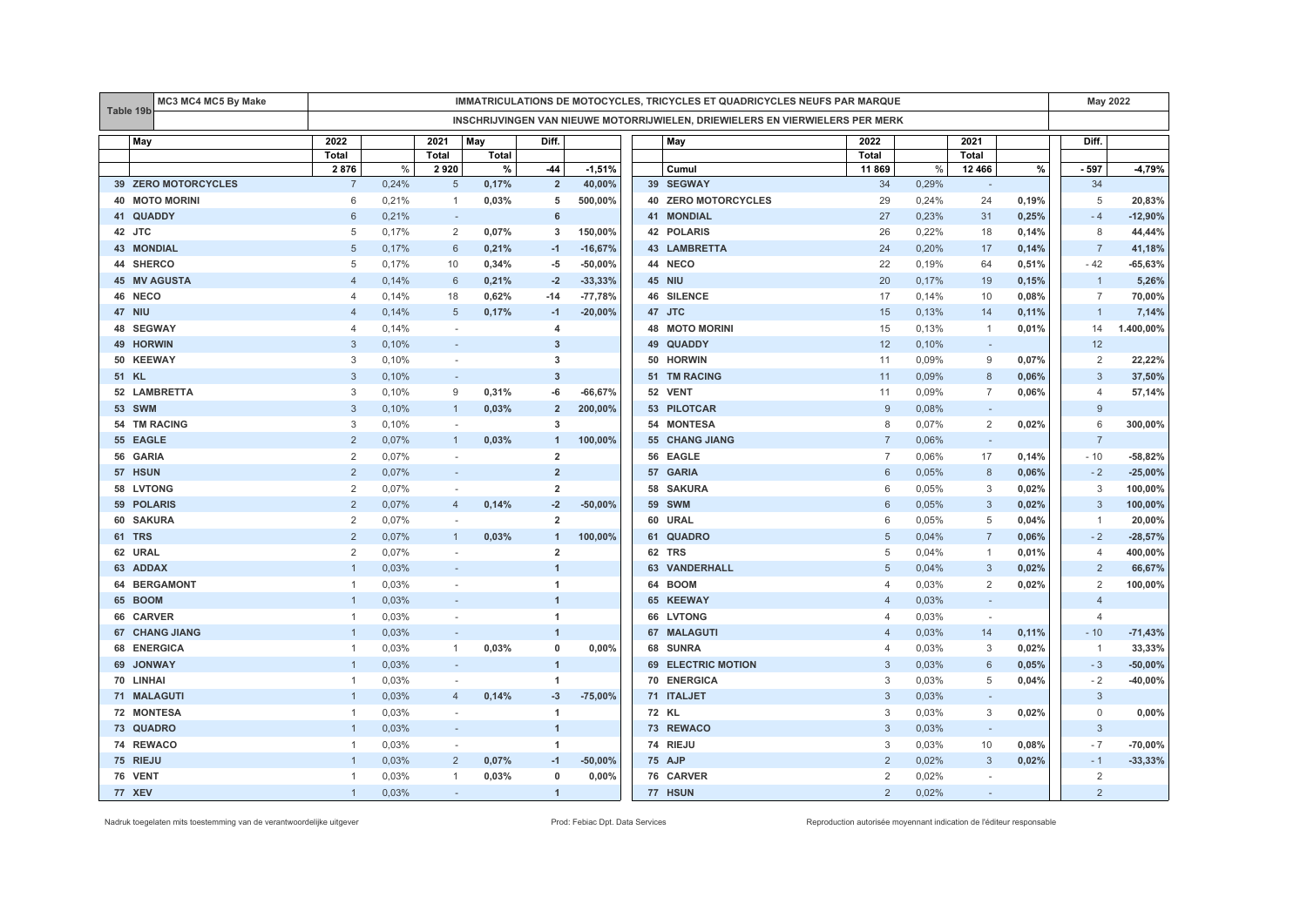| Table 19b | MC3 MC4 MC5 By Make | IMMATRICULATIONS DE MOTOCYCLES, TRICYCLES ET QUADRICYCLES NEUFS PAR MARQUE / INSCHRIJVINGEN VAN NIEUWE MOTORRIJWIELEN, DRIEWIELERS EN VIERWIELERS PER MERK | May 2022 |
|---|---|---|---|

| | May | 2022 | | 2021 | May | Diff. | | | May | 2022 | | 2021 | | Diff. | |
|---|---|---|---|---|---|---|---|---|---|---|---|---|---|---|---|
| | | Total | | Total | Total | | | | | Total | | Total | | | |
| | | 2 876 | % | 2 920 | % | -44 | -1,51% | | Cumul | 11 869 | % | 12 466 | % | - 597 | -4,79% |
| 39 | ZERO MOTORCYCLES | 7 | 0,24% | 5 | 0,17% | 2 | 40,00% | 39 | SEGWAY | 34 | 0,29% | - | | 34 | |
| 40 | MOTO MORINI | 6 | 0,21% | 1 | 0,03% | 5 | 500,00% | 40 | ZERO MOTORCYCLES | 29 | 0,24% | 24 | 0,19% | 5 | 20,83% |
| 41 | QUADDY | 6 | 0,21% | - | | 6 | | 41 | MONDIAL | 27 | 0,23% | 31 | 0,25% | - 4 | -12,90% |
| 42 | JTC | 5 | 0,17% | 2 | 0,07% | 3 | 150,00% | 42 | POLARIS | 26 | 0,22% | 18 | 0,14% | 8 | 44,44% |
| 43 | MONDIAL | 5 | 0,17% | 6 | 0,21% | -1 | -16,67% | 43 | LAMBRETTA | 24 | 0,20% | 17 | 0,14% | 7 | 41,18% |
| 44 | SHERCO | 5 | 0,17% | 10 | 0,34% | -5 | -50,00% | 44 | NECO | 22 | 0,19% | 64 | 0,51% | - 42 | -65,63% |
| 45 | MV AGUSTA | 4 | 0,14% | 6 | 0,21% | -2 | -33,33% | 45 | NIU | 20 | 0,17% | 19 | 0,15% | 1 | 5,26% |
| 46 | NECO | 4 | 0,14% | 18 | 0,62% | -14 | -77,78% | 46 | SILENCE | 17 | 0,14% | 10 | 0,08% | 7 | 70,00% |
| 47 | NIU | 4 | 0,14% | 5 | 0,17% | -1 | -20,00% | 47 | JTC | 15 | 0,13% | 14 | 0,11% | 1 | 7,14% |
| 48 | SEGWAY | 4 | 0,14% | - | | 4 | | 48 | MOTO MORINI | 15 | 0,13% | 1 | 0,01% | 14 | 1.400,00% |
| 49 | HORWIN | 3 | 0,10% | - | | 3 | | 49 | QUADDY | 12 | 0,10% | - | | 12 | |
| 50 | KEEWAY | 3 | 0,10% | - | | 3 | | 50 | HORWIN | 11 | 0,09% | 9 | 0,07% | 2 | 22,22% |
| 51 | KL | 3 | 0,10% | - | | 3 | | 51 | TM RACING | 11 | 0,09% | 8 | 0,06% | 3 | 37,50% |
| 52 | LAMBRETTA | 3 | 0,10% | 9 | 0,31% | -6 | -66,67% | 52 | VENT | 11 | 0,09% | 7 | 0,06% | 4 | 57,14% |
| 53 | SWM | 3 | 0,10% | 1 | 0,03% | 2 | 200,00% | 53 | PILOTCAR | 9 | 0,08% | - | | 9 | |
| 54 | TM RACING | 3 | 0,10% | - | | 3 | | 54 | MONTESA | 8 | 0,07% | 2 | 0,02% | 6 | 300,00% |
| 55 | EAGLE | 2 | 0,07% | 1 | 0,03% | 1 | 100,00% | 55 | CHANG JIANG | 7 | 0,06% | - | | 7 | |
| 56 | GARIA | 2 | 0,07% | - | | 2 | | 56 | EAGLE | 7 | 0,06% | 17 | 0,14% | - 10 | -58,82% |
| 57 | HSUN | 2 | 0,07% | - | | 2 | | 57 | GARIA | 6 | 0,05% | 8 | 0,06% | - 2 | -25,00% |
| 58 | LVTONG | 2 | 0,07% | - | | 2 | | 58 | SAKURA | 6 | 0,05% | 3 | 0,02% | 3 | 100,00% |
| 59 | POLARIS | 2 | 0,07% | 4 | 0,14% | -2 | -50,00% | 59 | SWM | 6 | 0,05% | 3 | 0,02% | 3 | 100,00% |
| 60 | SAKURA | 2 | 0,07% | - | | 2 | | 60 | URAL | 6 | 0,05% | 5 | 0,04% | 1 | 20,00% |
| 61 | TRS | 2 | 0,07% | 1 | 0,03% | 1 | 100,00% | 61 | QUADRO | 5 | 0,04% | 7 | 0,06% | - 2 | -28,57% |
| 62 | URAL | 2 | 0,07% | - | | 2 | | 62 | TRS | 5 | 0,04% | 1 | 0,01% | 4 | 400,00% |
| 63 | ADDAX | 1 | 0,03% | - | | 1 | | 63 | VANDERHALL | 5 | 0,04% | 3 | 0,02% | 2 | 66,67% |
| 64 | BERGAMONT | 1 | 0,03% | - | | 1 | | 64 | BOOM | 4 | 0,03% | 2 | 0,02% | 2 | 100,00% |
| 65 | BOOM | 1 | 0,03% | - | | 1 | | 65 | KEEWAY | 4 | 0,03% | - | | 4 | |
| 66 | CARVER | 1 | 0,03% | - | | 1 | | 66 | LVTONG | 4 | 0,03% | - | | 4 | |
| 67 | CHANG JIANG | 1 | 0,03% | - | | 1 | | 67 | MALAGUTI | 4 | 0,03% | 14 | 0,11% | - 10 | -71,43% |
| 68 | ENERGICA | 1 | 0,03% | 1 | 0,03% | 0 | 0,00% | 68 | SUNRA | 4 | 0,03% | 3 | 0,02% | 1 | 33,33% |
| 69 | JONWAY | 1 | 0,03% | - | | 1 | | 69 | ELECTRIC MOTION | 3 | 0,03% | 6 | 0,05% | - 3 | -50,00% |
| 70 | LINHAI | 1 | 0,03% | - | | 1 | | 70 | ENERGICA | 3 | 0,03% | 5 | 0,04% | - 2 | -40,00% |
| 71 | MALAGUTI | 1 | 0,03% | 4 | 0,14% | -3 | -75,00% | 71 | ITALJET | 3 | 0,03% | - | | 3 | |
| 72 | MONTESA | 1 | 0,03% | - | | 1 | | 72 | KL | 3 | 0,03% | 3 | 0,02% | 0 | 0,00% |
| 73 | QUADRO | 1 | 0,03% | - | | 1 | | 73 | REWACO | 3 | 0,03% | - | | 3 | |
| 74 | REWACO | 1 | 0,03% | - | | 1 | | 74 | RIEJU | 3 | 0,03% | 10 | 0,08% | - 7 | -70,00% |
| 75 | RIEJU | 1 | 0,03% | 2 | 0,07% | -1 | -50,00% | 75 | AJP | 2 | 0,02% | 3 | 0,02% | - 1 | -33,33% |
| 76 | VENT | 1 | 0,03% | 1 | 0,03% | 0 | 0,00% | 76 | CARVER | 2 | 0,02% | - | | 2 | |
| 77 | XEV | 1 | 0,03% | - | | 1 | | 77 | HSUN | 2 | 0,02% | - | | 2 | |

Nadruk toegelaten mits toestemming van de verantwoordelijke uitgever — Prod: Febiac Dpt. Data Services — Reproduction autorisée moyennant indication de l'éditeur responsable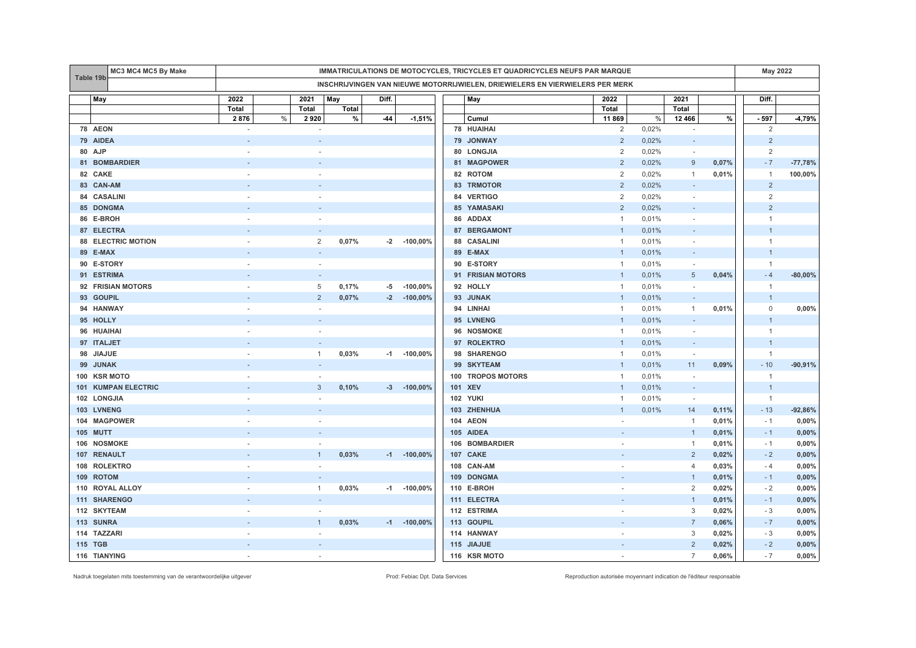| Table 19b | MC3 MC4 MC5 By Make | IMMATRICULATIONS DE MOTOCYCLES, TRICYCLES ET QUADRICYCLES NEUFS PAR MARQUE | | | | | | | | | | | | | | May 2022 | |
|---|---|---|---|---|---|---|---|---|---|---|---|---|---|---|---|---|---|
| | | INSCHRIJVINGEN VAN NIEUWE MOTORRIJWIELEN, DRIEWIELERS EN VIERWIELERS PER MERK | | | | | | | | | | | | | | | |
| | May | 2022 | | 2021 | May | Diff. | | | May | 2022 | | 2021 | | Diff. | | | |
| | | Total | | Total | Total | | | | | Total | | Total | | | | | |
| | | 2 876 | % | 2 920 | % | -44 | -1,51% | | Cumul | 11 869 | % | 12 466 | % | - 597 | -4,79% | | |
| 78 | AEON | - | | - | | | | 78 | HUAIHAI | 2 | 0,02% | - | | 2 | | | |
| 79 | AIDEA | - | | - | | | | 79 | JONWAY | 2 | 0,02% | - | | 2 | | | |
| 80 | AJP | - | | - | | | | 80 | LONGJIA | 2 | 0,02% | - | | 2 | | | |
| 81 | BOMBARDIER | - | | - | | | | 81 | MAGPOWER | 2 | 0,02% | 9 | 0,07% | - 7 | -77,78% | | |
| 82 | CAKE | - | | - | | | | 82 | ROTOM | 2 | 0,02% | 1 | 0,01% | 1 | 100,00% | | |
| 83 | CAN-AM | - | | - | | | | 83 | TRMOTOR | 2 | 0,02% | - | | 2 | | | |
| 84 | CASALINI | - | | - | | | | 84 | VERTIGO | 2 | 0,02% | - | | 2 | | | |
| 85 | DONGMA | - | | - | | | | 85 | YAMASAKI | 2 | 0,02% | - | | 2 | | | |
| 86 | E-BROH | - | | - | | | | 86 | ADDAX | 1 | 0,01% | - | | 1 | | | |
| 87 | ELECTRA | - | | - | | | | 87 | BERGAMONT | 1 | 0,01% | - | | 1 | | | |
| 88 | ELECTRIC MOTION | - | | 2 | 0,07% | -2 | -100,00% | 88 | CASALINI | 1 | 0,01% | - | | 1 | | | |
| 89 | E-MAX | - | | - | | | | 89 | E-MAX | 1 | 0,01% | - | | 1 | | | |
| 90 | E-STORY | - | | - | | | | 90 | E-STORY | 1 | 0,01% | - | | 1 | | | |
| 91 | ESTRIMA | - | | - | | | | 91 | FRISIAN MOTORS | 1 | 0,01% | 5 | 0,04% | - 4 | -80,00% | | |
| 92 | FRISIAN MOTORS | - | | 5 | 0,17% | -5 | -100,00% | 92 | HOLLY | 1 | 0,01% | - | | 1 | | | |
| 93 | GOUPIL | - | | 2 | 0,07% | -2 | -100,00% | 93 | JUNAK | 1 | 0,01% | - | | 1 | | | |
| 94 | HANWAY | - | | - | | | | 94 | LINHAI | 1 | 0,01% | 1 | 0,01% | 0 | 0,00% | | |
| 95 | HOLLY | - | | - | | | | 95 | LVNENG | 1 | 0,01% | - | | 1 | | | |
| 96 | HUAIHAI | - | | - | | | | 96 | NOSMOKE | 1 | 0,01% | - | | 1 | | | |
| 97 | ITALJET | - | | - | | | | 97 | ROLEKTRO | 1 | 0,01% | - | | 1 | | | |
| 98 | JIAJUE | - | | 1 | 0,03% | -1 | -100,00% | 98 | SHARENGO | 1 | 0,01% | - | | 1 | | | |
| 99 | JUNAK | - | | - | | | | 99 | SKYTEAM | 1 | 0,01% | 11 | 0,09% | - 10 | -90,91% | | |
| 100 | KSR MOTO | - | | - | | | | 100 | TROPOS MOTORS | 1 | 0,01% | - | | 1 | | | |
| 101 | KUMPAN ELECTRIC | - | | 3 | 0,10% | -3 | -100,00% | 101 | XEV | 1 | 0,01% | - | | 1 | | | |
| 102 | LONGJIA | - | | - | | | | 102 | YUKI | 1 | 0,01% | - | | 1 | | | |
| 103 | LVNENG | - | | - | | | | 103 | ZHENHUA | 1 | 0,01% | 14 | 0,11% | - 13 | -92,86% | | |
| 104 | MAGPOWER | - | | - | | | | 104 | AEON | - | | 1 | 0,01% | - 1 | 0,00% | | |
| 105 | MUTT | - | | - | | | | 105 | AIDEA | - | | 1 | 0,01% | - 1 | 0,00% | | |
| 106 | NOSMOKE | - | | - | | | | 106 | BOMBARDIER | - | | 1 | 0,01% | - 1 | 0,00% | | |
| 107 | RENAULT | - | | 1 | 0,03% | -1 | -100,00% | 107 | CAKE | - | | 2 | 0,02% | - 2 | 0,00% | | |
| 108 | ROLEKTRO | - | | - | | | | 108 | CAN-AM | - | | 4 | 0,03% | - 4 | 0,00% | | |
| 109 | ROTOM | - | | - | | | | 109 | DONGMA | - | | 1 | 0,01% | - 1 | 0,00% | | |
| 110 | ROYAL ALLOY | - | | 1 | 0,03% | -1 | -100,00% | 110 | E-BROH | - | | 2 | 0,02% | - 2 | 0,00% | | |
| 111 | SHARENGO | - | | - | | | | 111 | ELECTRA | - | | 1 | 0,01% | - 1 | 0,00% | | |
| 112 | SKYTEAM | - | | - | | | | 112 | ESTRIMA | - | | 3 | 0,02% | - 3 | 0,00% | | |
| 113 | SUNRA | - | | 1 | 0,03% | -1 | -100,00% | 113 | GOUPIL | - | | 7 | 0,06% | - 7 | 0,00% | | |
| 114 | TAZZARI | - | | - | | | | 114 | HANWAY | - | | 3 | 0,02% | - 3 | 0,00% | | |
| 115 | TGB | - | | - | | | | 115 | JIAJUE | - | | 2 | 0,02% | - 2 | 0,00% | | |
| 116 | TIANYING | - | | - | | | | 116 | KSR MOTO | - | | 7 | 0,06% | - 7 | 0,00% | | |

Nadruk toegelaten mits toestemming van de verantwoordelijke uitgever — Prod: Febiac Dpt. Data Services — Reproduction autorisée moyennant indication de l'éditeur responsable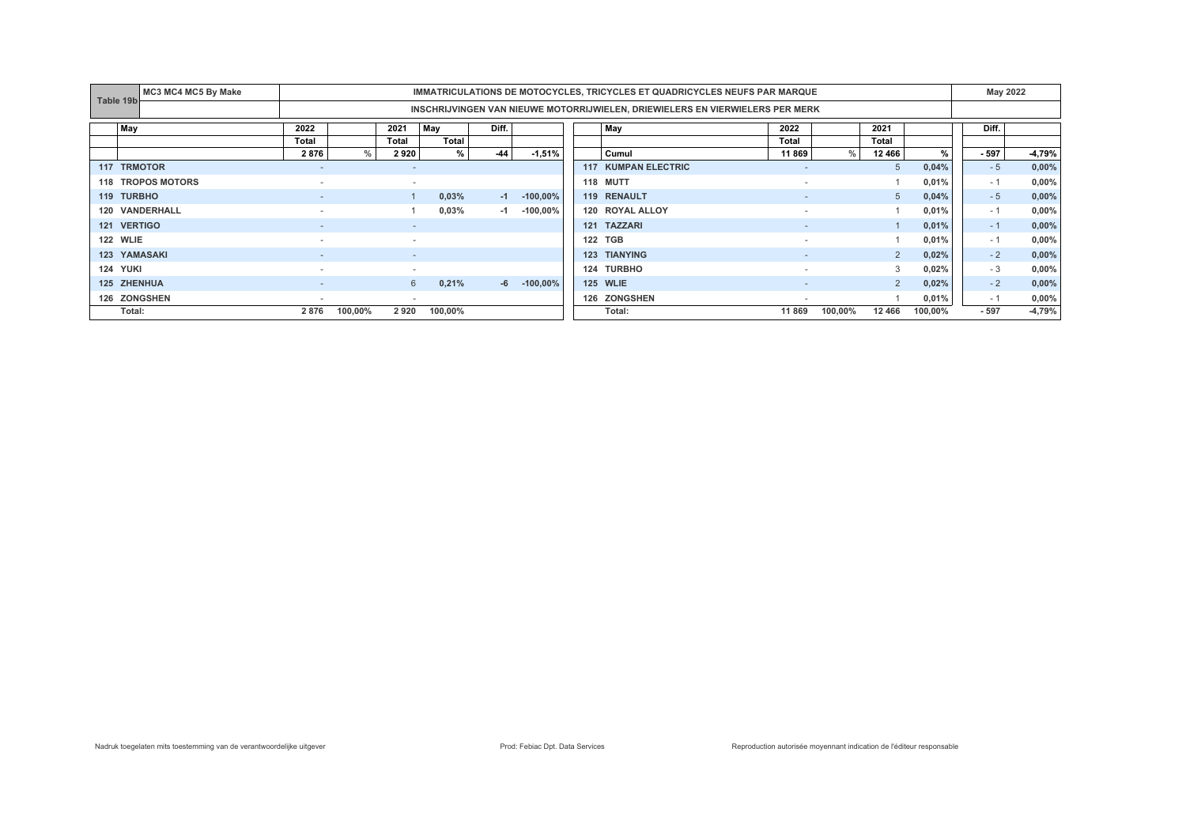| Table 19b | MC3 MC4 MC5 By Make | IMMATRICULATIONS DE MOTOCYCLES, TRICYCLES ET QUADRICYCLES NEUFS PAR MARQUE | May 2022 |
|---|---|---|---|
| | | INSCHRIJVINGEN VAN NIEUWE MOTORRIJWIELEN, DRIEWIELERS EN VIERWIELERS PER MERK | |

| | May | 2022 | | 2021 | May | Diff. | |
|---|---|---|---|---|---|---|---|
| | | Total | | Total | Total | | |
| | | 2 876 | % | 2 920 | % | -44 | -1,51% |
| 117 | TRMOTOR | - | | - | | | |
| 118 | TROPOS MOTORS | - | | - | | | |
| 119 | TURBHO | - | | 1 | 0,03% | -1 | -100,00% |
| 120 | VANDERHALL | - | | 1 | 0,03% | -1 | -100,00% |
| 121 | VERTIGO | - | | - | | | |
| 122 | WLIE | - | | - | | | |
| 123 | YAMASAKI | - | | - | | | |
| 124 | YUKI | - | | - | | | |
| 125 | ZHENHUA | - | | 6 | 0,21% | -6 | -100,00% |
| 126 | ZONGSHEN | - | | - | | | |
| | Total: | 2 876 | 100,00% | 2 920 | 100,00% | | |

| | May | 2022 | | 2021 | | Diff. | |
|---|---|---|---|---|---|---|---|
| | | Total | | Total | | | |
| | Cumul | 11 869 | % | 12 466 | % | - 597 | -4,79% |
| 117 | KUMPAN ELECTRIC | - | | 5 | 0,04% | - 5 | 0,00% |
| 118 | MUTT | - | | 1 | 0,01% | - 1 | 0,00% |
| 119 | RENAULT | - | | 5 | 0,04% | - 5 | 0,00% |
| 120 | ROYAL ALLOY | - | | 1 | 0,01% | - 1 | 0,00% |
| 121 | TAZZARI | - | | 1 | 0,01% | - 1 | 0,00% |
| 122 | TGB | - | | 1 | 0,01% | - 1 | 0,00% |
| 123 | TIANYING | - | | 2 | 0,02% | - 2 | 0,00% |
| 124 | TURBHO | - | | 3 | 0,02% | - 3 | 0,00% |
| 125 | WLIE | - | | 2 | 0,02% | - 2 | 0,00% |
| 126 | ZONGSHEN | - | | 1 | 0,01% | - 1 | 0,00% |
| | Total: | 11 869 | 100,00% | 12 466 | 100,00% | - 597 | -4,79% |

Nadruk toegelaten mits toestemming van de verantwoordelijke uitgever

Prod: Febiac Dpt. Data Services

Reproduction autorisée moyennant indication de l'éditeur responsable